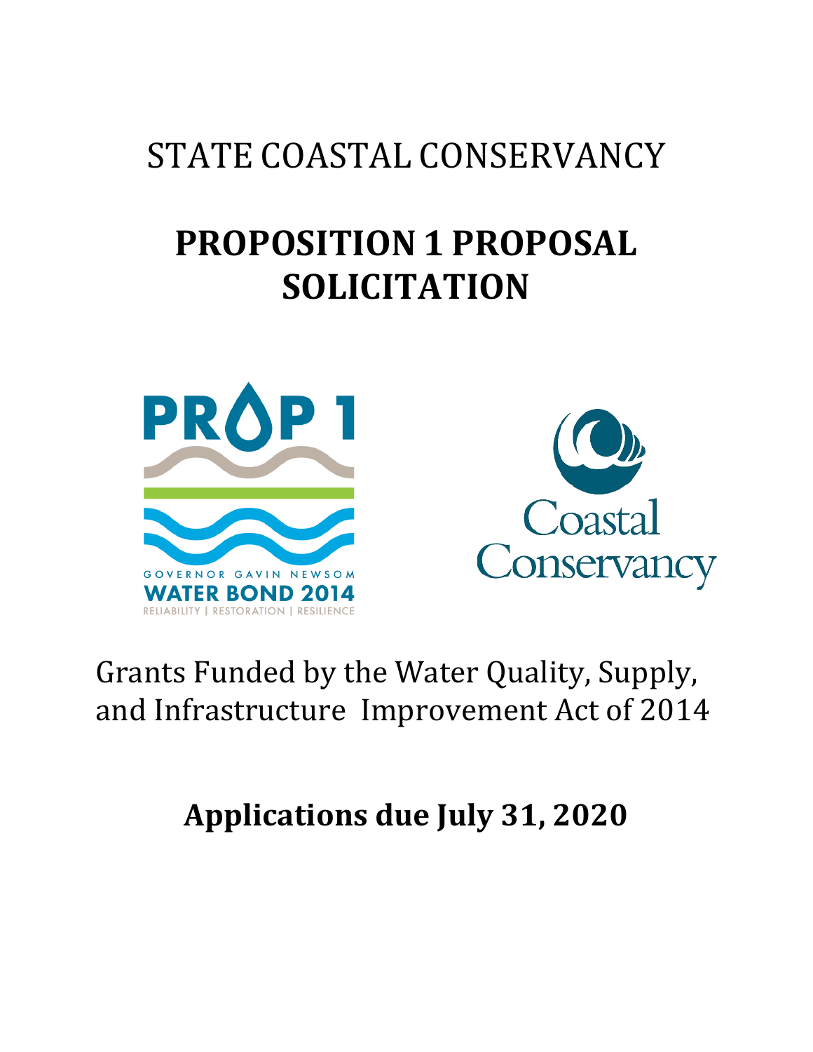# STATE COASTAL CONSERVANCY

# PROPOSITION 1 PROPOSAL SOLICITATION

Grants Funded by the Water Quality, Supply, and Infrastructure Improvement Act of 2014

**Applications due July 31, 2020**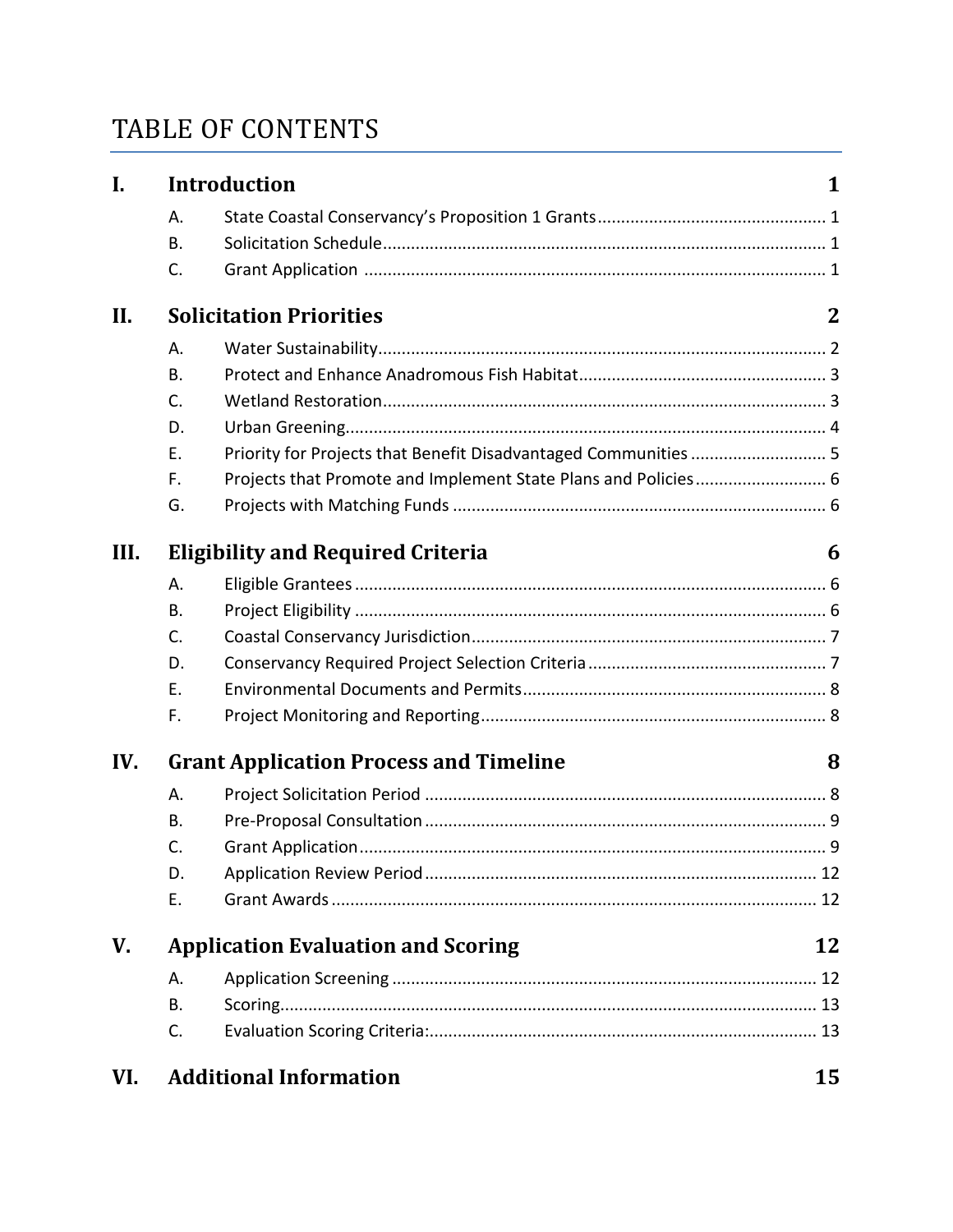# TABLE OF CONTENTS

| | | | |
|---|---|---|---|
| **I.** | **Introduction** | | **1** |
| | A. | State Coastal Conservancy's Proposition 1 Grants | 1 |
| | B. | Solicitation Schedule | 1 |
| | C. | Grant Application | 1 |
| **II.** | **Solicitation Priorities** | | **2** |
| | A. | Water Sustainability | 2 |
| | B. | Protect and Enhance Anadromous Fish Habitat | 3 |
| | C. | Wetland Restoration | 3 |
| | D. | Urban Greening | 4 |
| | E. | Priority for Projects that Benefit Disadvantaged Communities | 5 |
| | F. | Projects that Promote and Implement State Plans and Policies | 6 |
| | G. | Projects with Matching Funds | 6 |
| **III.** | **Eligibility and Required Criteria** | | **6** |
| | A. | Eligible Grantees | 6 |
| | B. | Project Eligibility | 6 |
| | C. | Coastal Conservancy Jurisdiction | 7 |
| | D. | Conservancy Required Project Selection Criteria | 7 |
| | E. | Environmental Documents and Permits | 8 |
| | F. | Project Monitoring and Reporting | 8 |
| **IV.** | **Grant Application Process and Timeline** | | **8** |
| | A. | Project Solicitation Period | 8 |
| | B. | Pre-Proposal Consultation | 9 |
| | C. | Grant Application | 9 |
| | D. | Application Review Period | 12 |
| | E. | Grant Awards | 12 |
| **V.** | **Application Evaluation and Scoring** | | **12** |
| | A. | Application Screening | 12 |
| | B. | Scoring | 13 |
| | C. | Evaluation Scoring Criteria: | 13 |
| **VI.** | **Additional Information** | | **15** |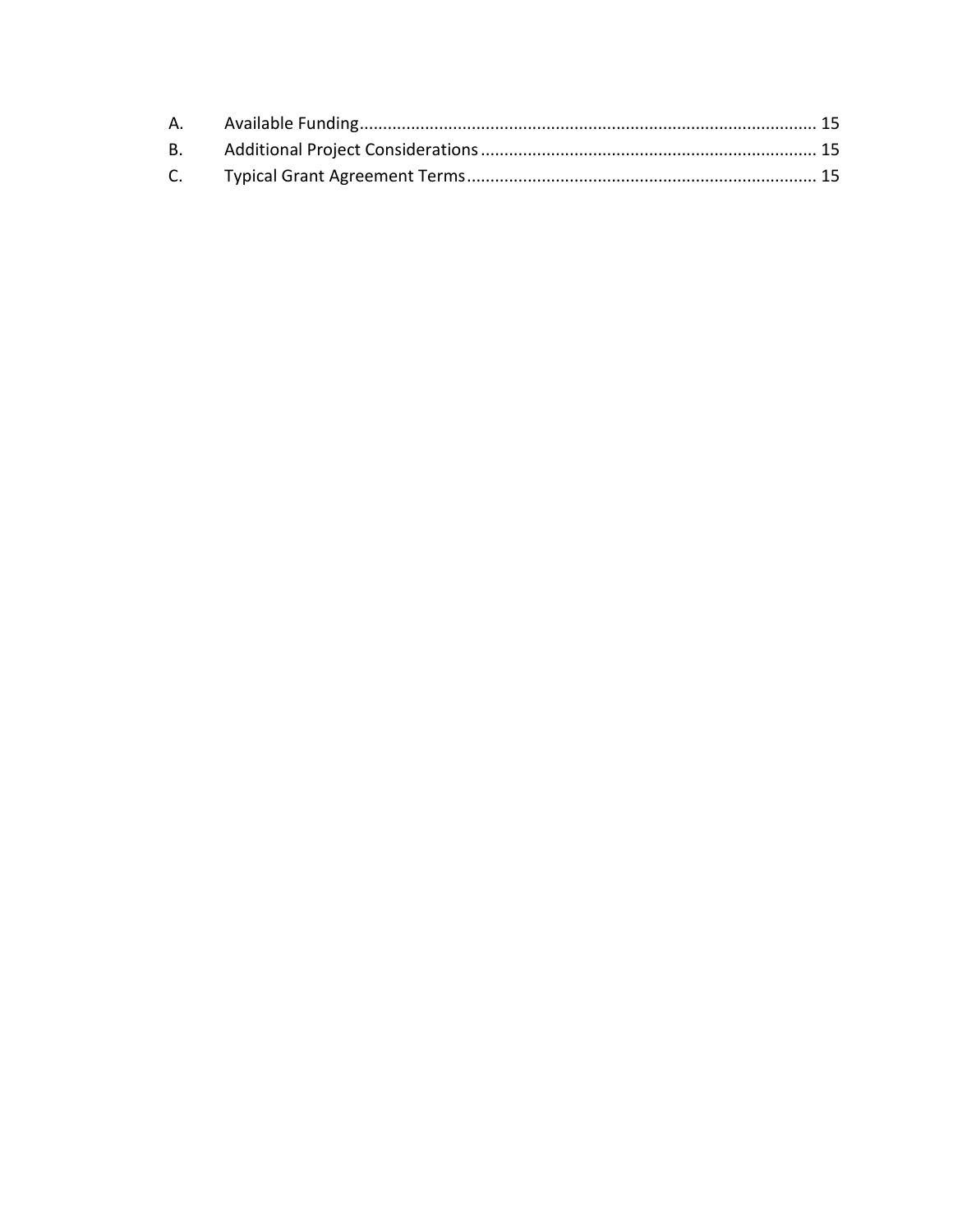A. Available Funding ........................................................................................ 15
B. Additional Project Considerations ...................................................................... 15
C. Typical Grant Agreement Terms .......................................................................... 15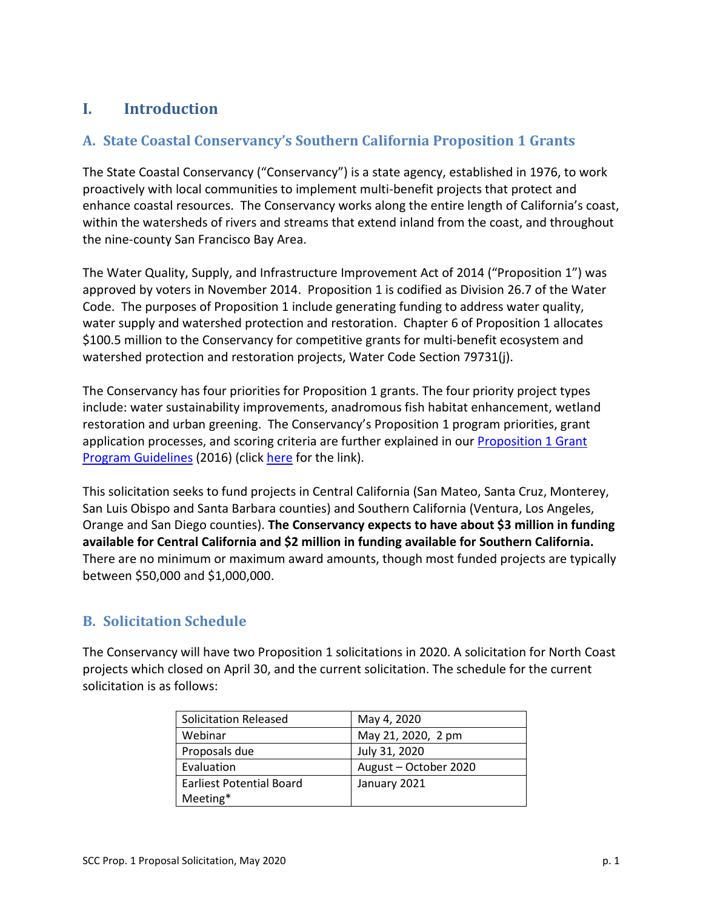# I. Introduction

## A. State Coastal Conservancy's Southern California Proposition 1 Grants

The State Coastal Conservancy ("Conservancy") is a state agency, established in 1976, to work proactively with local communities to implement multi-benefit projects that protect and enhance coastal resources. The Conservancy works along the entire length of California's coast, within the watersheds of rivers and streams that extend inland from the coast, and throughout the nine-county San Francisco Bay Area.

The Water Quality, Supply, and Infrastructure Improvement Act of 2014 ("Proposition 1") was approved by voters in November 2014. Proposition 1 is codified as Division 26.7 of the Water Code. The purposes of Proposition 1 include generating funding to address water quality, water supply and watershed protection and restoration. Chapter 6 of Proposition 1 allocates $100.5 million to the Conservancy for competitive grants for multi-benefit ecosystem and watershed protection and restoration projects, Water Code Section 79731(j).

The Conservancy has four priorities for Proposition 1 grants. The four priority project types include: water sustainability improvements, anadromous fish habitat enhancement, wetland restoration and urban greening. The Conservancy's Proposition 1 program priorities, grant application processes, and scoring criteria are further explained in our Proposition 1 Grant Program Guidelines (2016) (click here for the link).

This solicitation seeks to fund projects in Central California (San Mateo, Santa Cruz, Monterey, San Luis Obispo and Santa Barbara counties) and Southern California (Ventura, Los Angeles, Orange and San Diego counties). **The Conservancy expects to have about $3 million in funding available for Central California and $2 million in funding available for Southern California.** There are no minimum or maximum award amounts, though most funded projects are typically between $50,000 and $1,000,000.

## B. Solicitation Schedule

The Conservancy will have two Proposition 1 solicitations in 2020. A solicitation for North Coast projects which closed on April 30, and the current solicitation. The schedule for the current solicitation is as follows:

| Solicitation Released | May 4, 2020 |
|---|---|
| Webinar | May 21, 2020, 2 pm |
| Proposals due | July 31, 2020 |
| Evaluation | August – October 2020 |
| Earliest Potential Board Meeting* | January 2021 |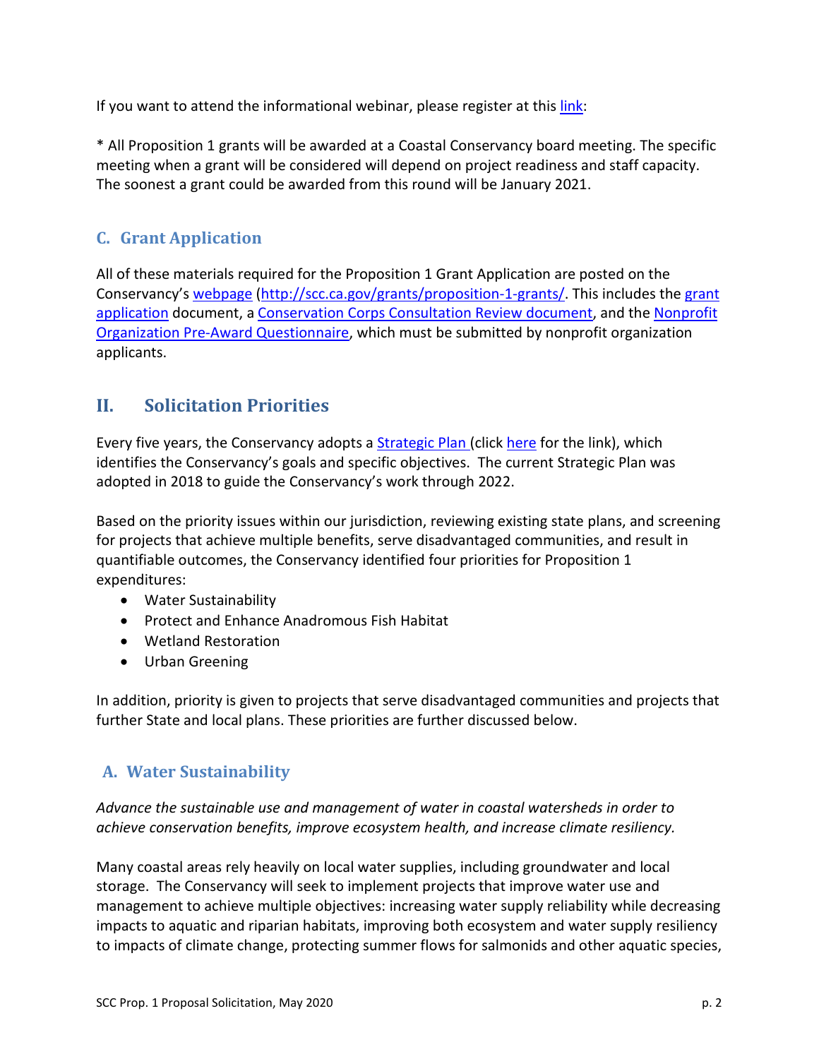If you want to attend the informational webinar, please register at this [link](link):

* All Proposition 1 grants will be awarded at a Coastal Conservancy board meeting. The specific meeting when a grant will be considered will depend on project readiness and staff capacity. The soonest a grant could be awarded from this round will be January 2021.

### C. Grant Application

All of these materials required for the Proposition 1 Grant Application are posted on the Conservancy's [webpage](http://scc.ca.gov/grants/proposition-1-grants/) (http://scc.ca.gov/grants/proposition-1-grants/. This includes the grant application document, a Conservation Corps Consultation Review document, and the Nonprofit Organization Pre-Award Questionnaire, which must be submitted by nonprofit organization applicants.

## II. Solicitation Priorities

Every five years, the Conservancy adopts a Strategic Plan (click here for the link), which identifies the Conservancy's goals and specific objectives. The current Strategic Plan was adopted in 2018 to guide the Conservancy's work through 2022.

Based on the priority issues within our jurisdiction, reviewing existing state plans, and screening for projects that achieve multiple benefits, serve disadvantaged communities, and result in quantifiable outcomes, the Conservancy identified four priorities for Proposition 1 expenditures:

- Water Sustainability
- Protect and Enhance Anadromous Fish Habitat
- Wetland Restoration
- Urban Greening

In addition, priority is given to projects that serve disadvantaged communities and projects that further State and local plans. These priorities are further discussed below.

### A. Water Sustainability

*Advance the sustainable use and management of water in coastal watersheds in order to achieve conservation benefits, improve ecosystem health, and increase climate resiliency.*

Many coastal areas rely heavily on local water supplies, including groundwater and local storage. The Conservancy will seek to implement projects that improve water use and management to achieve multiple objectives: increasing water supply reliability while decreasing impacts to aquatic and riparian habitats, improving both ecosystem and water supply resiliency to impacts of climate change, protecting summer flows for salmonids and other aquatic species,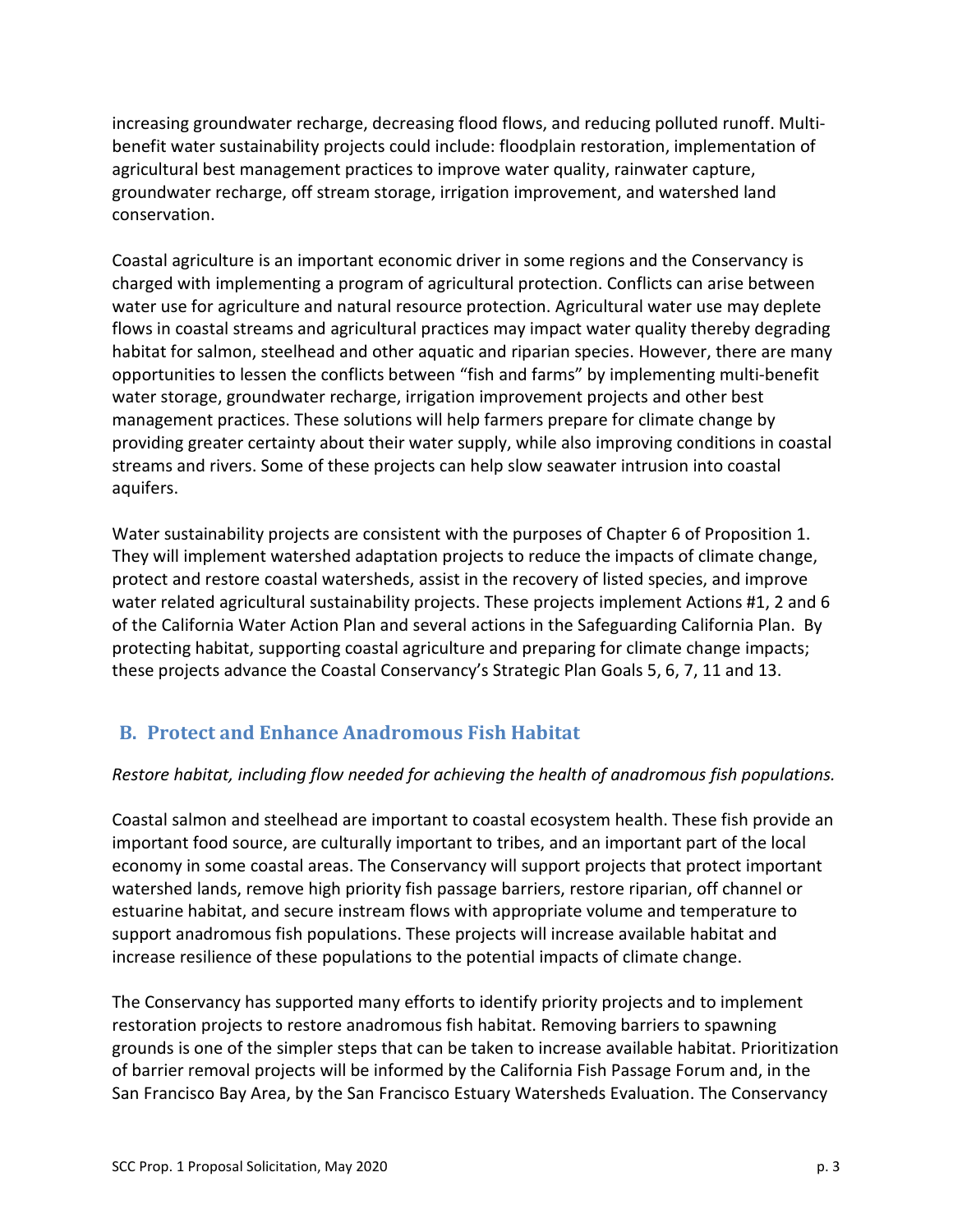increasing groundwater recharge, decreasing flood flows, and reducing polluted runoff. Multi-benefit water sustainability projects could include: floodplain restoration, implementation of agricultural best management practices to improve water quality, rainwater capture, groundwater recharge, off stream storage, irrigation improvement, and watershed land conservation.

Coastal agriculture is an important economic driver in some regions and the Conservancy is charged with implementing a program of agricultural protection. Conflicts can arise between water use for agriculture and natural resource protection. Agricultural water use may deplete flows in coastal streams and agricultural practices may impact water quality thereby degrading habitat for salmon, steelhead and other aquatic and riparian species. However, there are many opportunities to lessen the conflicts between "fish and farms" by implementing multi-benefit water storage, groundwater recharge, irrigation improvement projects and other best management practices. These solutions will help farmers prepare for climate change by providing greater certainty about their water supply, while also improving conditions in coastal streams and rivers. Some of these projects can help slow seawater intrusion into coastal aquifers.

Water sustainability projects are consistent with the purposes of Chapter 6 of Proposition 1. They will implement watershed adaptation projects to reduce the impacts of climate change, protect and restore coastal watersheds, assist in the recovery of listed species, and improve water related agricultural sustainability projects. These projects implement Actions #1, 2 and 6 of the California Water Action Plan and several actions in the Safeguarding California Plan. By protecting habitat, supporting coastal agriculture and preparing for climate change impacts; these projects advance the Coastal Conservancy's Strategic Plan Goals 5, 6, 7, 11 and 13.

## B. Protect and Enhance Anadromous Fish Habitat

*Restore habitat, including flow needed for achieving the health of anadromous fish populations.*

Coastal salmon and steelhead are important to coastal ecosystem health. These fish provide an important food source, are culturally important to tribes, and an important part of the local economy in some coastal areas. The Conservancy will support projects that protect important watershed lands, remove high priority fish passage barriers, restore riparian, off channel or estuarine habitat, and secure instream flows with appropriate volume and temperature to support anadromous fish populations. These projects will increase available habitat and increase resilience of these populations to the potential impacts of climate change.

The Conservancy has supported many efforts to identify priority projects and to implement restoration projects to restore anadromous fish habitat. Removing barriers to spawning grounds is one of the simpler steps that can be taken to increase available habitat. Prioritization of barrier removal projects will be informed by the California Fish Passage Forum and, in the San Francisco Bay Area, by the San Francisco Estuary Watersheds Evaluation. The Conservancy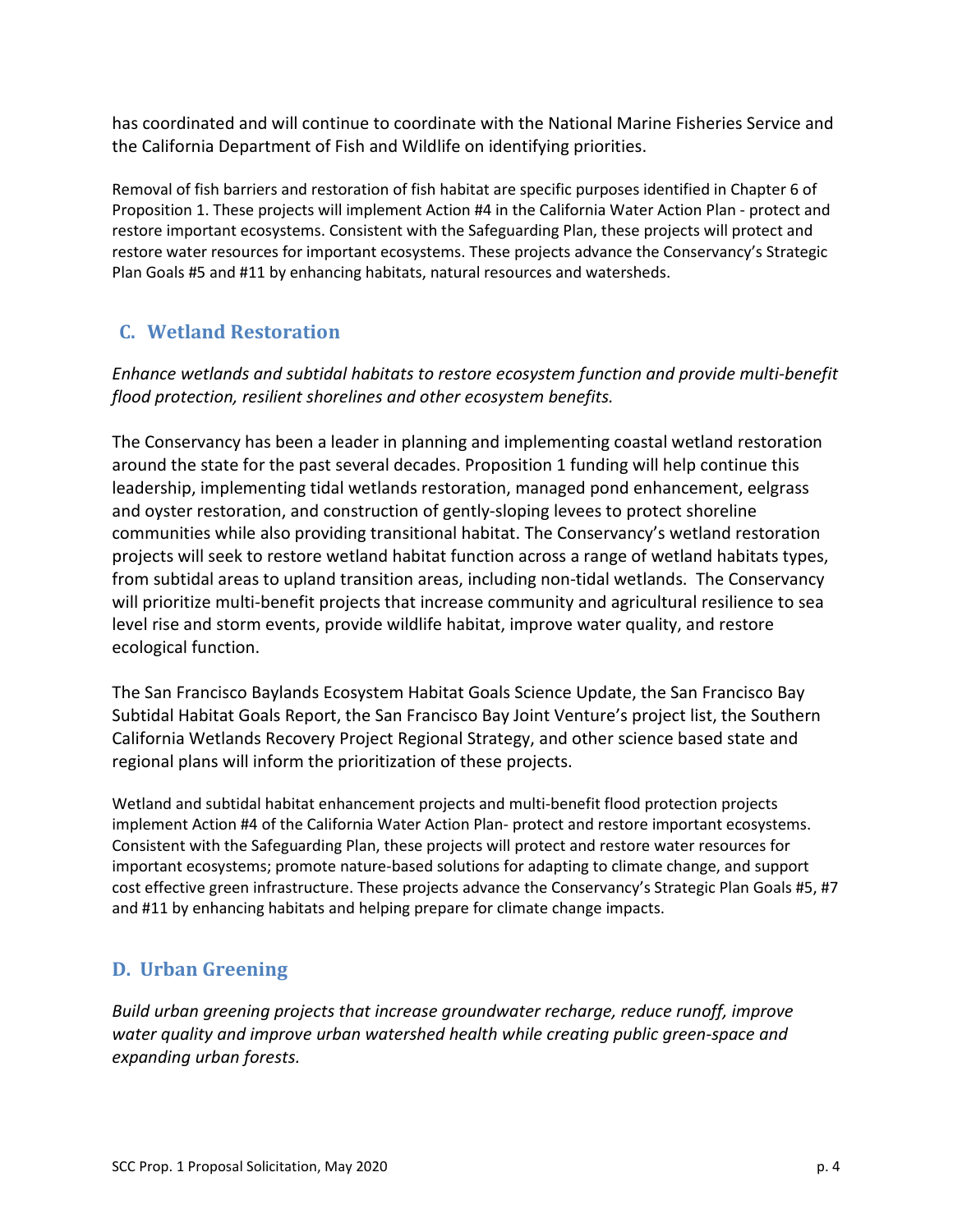has coordinated and will continue to coordinate with the National Marine Fisheries Service and the California Department of Fish and Wildlife on identifying priorities.

Removal of fish barriers and restoration of fish habitat are specific purposes identified in Chapter 6 of Proposition 1. These projects will implement Action #4 in the California Water Action Plan - protect and restore important ecosystems. Consistent with the Safeguarding Plan, these projects will protect and restore water resources for important ecosystems. These projects advance the Conservancy's Strategic Plan Goals #5 and #11 by enhancing habitats, natural resources and watersheds.

## C. Wetland Restoration

*Enhance wetlands and subtidal habitats to restore ecosystem function and provide multi-benefit flood protection, resilient shorelines and other ecosystem benefits.*

The Conservancy has been a leader in planning and implementing coastal wetland restoration around the state for the past several decades. Proposition 1 funding will help continue this leadership, implementing tidal wetlands restoration, managed pond enhancement, eelgrass and oyster restoration, and construction of gently-sloping levees to protect shoreline communities while also providing transitional habitat. The Conservancy's wetland restoration projects will seek to restore wetland habitat function across a range of wetland habitats types, from subtidal areas to upland transition areas, including non-tidal wetlands. The Conservancy will prioritize multi-benefit projects that increase community and agricultural resilience to sea level rise and storm events, provide wildlife habitat, improve water quality, and restore ecological function.

The San Francisco Baylands Ecosystem Habitat Goals Science Update, the San Francisco Bay Subtidal Habitat Goals Report, the San Francisco Bay Joint Venture's project list, the Southern California Wetlands Recovery Project Regional Strategy, and other science based state and regional plans will inform the prioritization of these projects.

Wetland and subtidal habitat enhancement projects and multi-benefit flood protection projects implement Action #4 of the California Water Action Plan- protect and restore important ecosystems. Consistent with the Safeguarding Plan, these projects will protect and restore water resources for important ecosystems; promote nature-based solutions for adapting to climate change, and support cost effective green infrastructure. These projects advance the Conservancy's Strategic Plan Goals #5, #7 and #11 by enhancing habitats and helping prepare for climate change impacts.

## D. Urban Greening

*Build urban greening projects that increase groundwater recharge, reduce runoff, improve water quality and improve urban watershed health while creating public green-space and expanding urban forests.*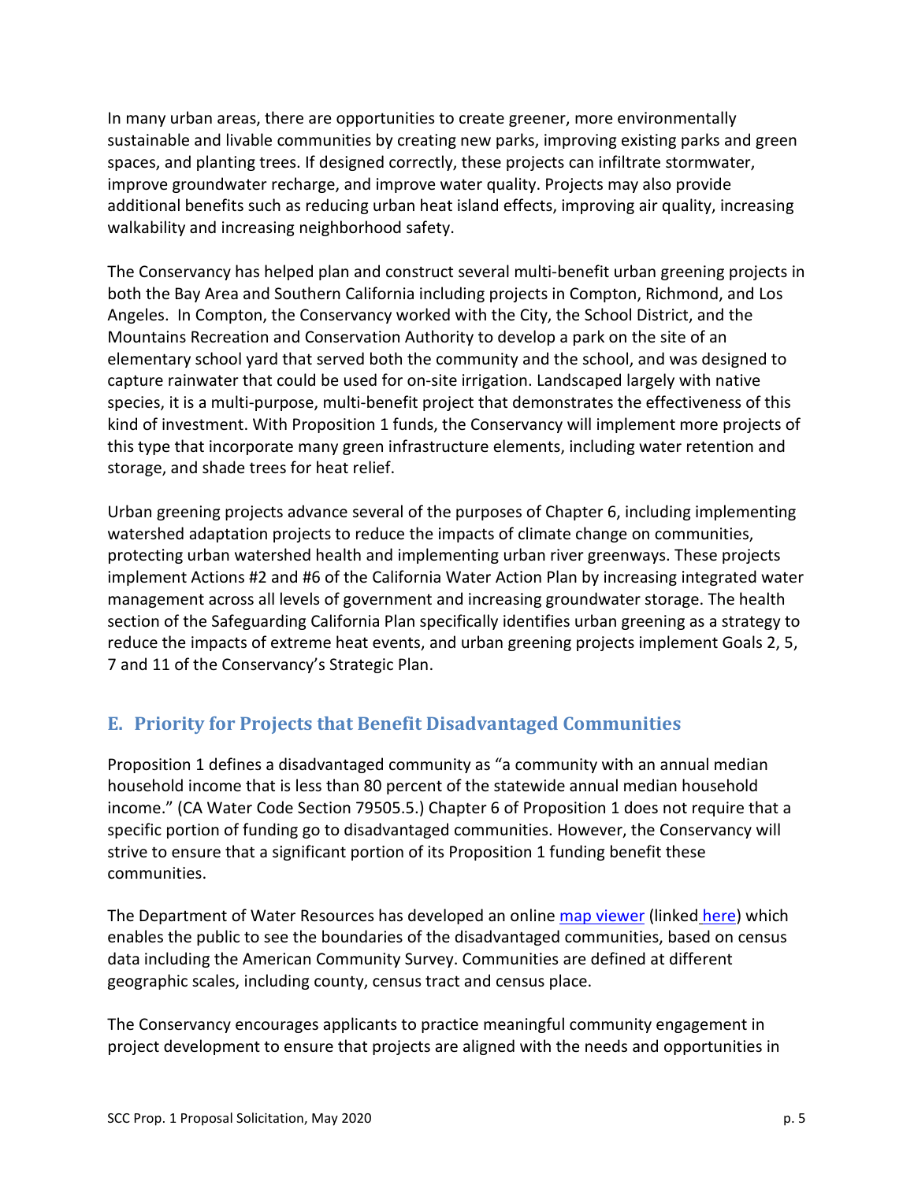In many urban areas, there are opportunities to create greener, more environmentally sustainable and livable communities by creating new parks, improving existing parks and green spaces, and planting trees. If designed correctly, these projects can infiltrate stormwater, improve groundwater recharge, and improve water quality. Projects may also provide additional benefits such as reducing urban heat island effects, improving air quality, increasing walkability and increasing neighborhood safety.

The Conservancy has helped plan and construct several multi-benefit urban greening projects in both the Bay Area and Southern California including projects in Compton, Richmond, and Los Angeles. In Compton, the Conservancy worked with the City, the School District, and the Mountains Recreation and Conservation Authority to develop a park on the site of an elementary school yard that served both the community and the school, and was designed to capture rainwater that could be used for on-site irrigation. Landscaped largely with native species, it is a multi-purpose, multi-benefit project that demonstrates the effectiveness of this kind of investment. With Proposition 1 funds, the Conservancy will implement more projects of this type that incorporate many green infrastructure elements, including water retention and storage, and shade trees for heat relief.

Urban greening projects advance several of the purposes of Chapter 6, including implementing watershed adaptation projects to reduce the impacts of climate change on communities, protecting urban watershed health and implementing urban river greenways. These projects implement Actions #2 and #6 of the California Water Action Plan by increasing integrated water management across all levels of government and increasing groundwater storage. The health section of the Safeguarding California Plan specifically identifies urban greening as a strategy to reduce the impacts of extreme heat events, and urban greening projects implement Goals 2, 5, 7 and 11 of the Conservancy's Strategic Plan.

## E. Priority for Projects that Benefit Disadvantaged Communities

Proposition 1 defines a disadvantaged community as "a community with an annual median household income that is less than 80 percent of the statewide annual median household income." (CA Water Code Section 79505.5.) Chapter 6 of Proposition 1 does not require that a specific portion of funding go to disadvantaged communities. However, the Conservancy will strive to ensure that a significant portion of its Proposition 1 funding benefit these communities.

The Department of Water Resources has developed an online map viewer (linked here) which enables the public to see the boundaries of the disadvantaged communities, based on census data including the American Community Survey. Communities are defined at different geographic scales, including county, census tract and census place.

The Conservancy encourages applicants to practice meaningful community engagement in project development to ensure that projects are aligned with the needs and opportunities in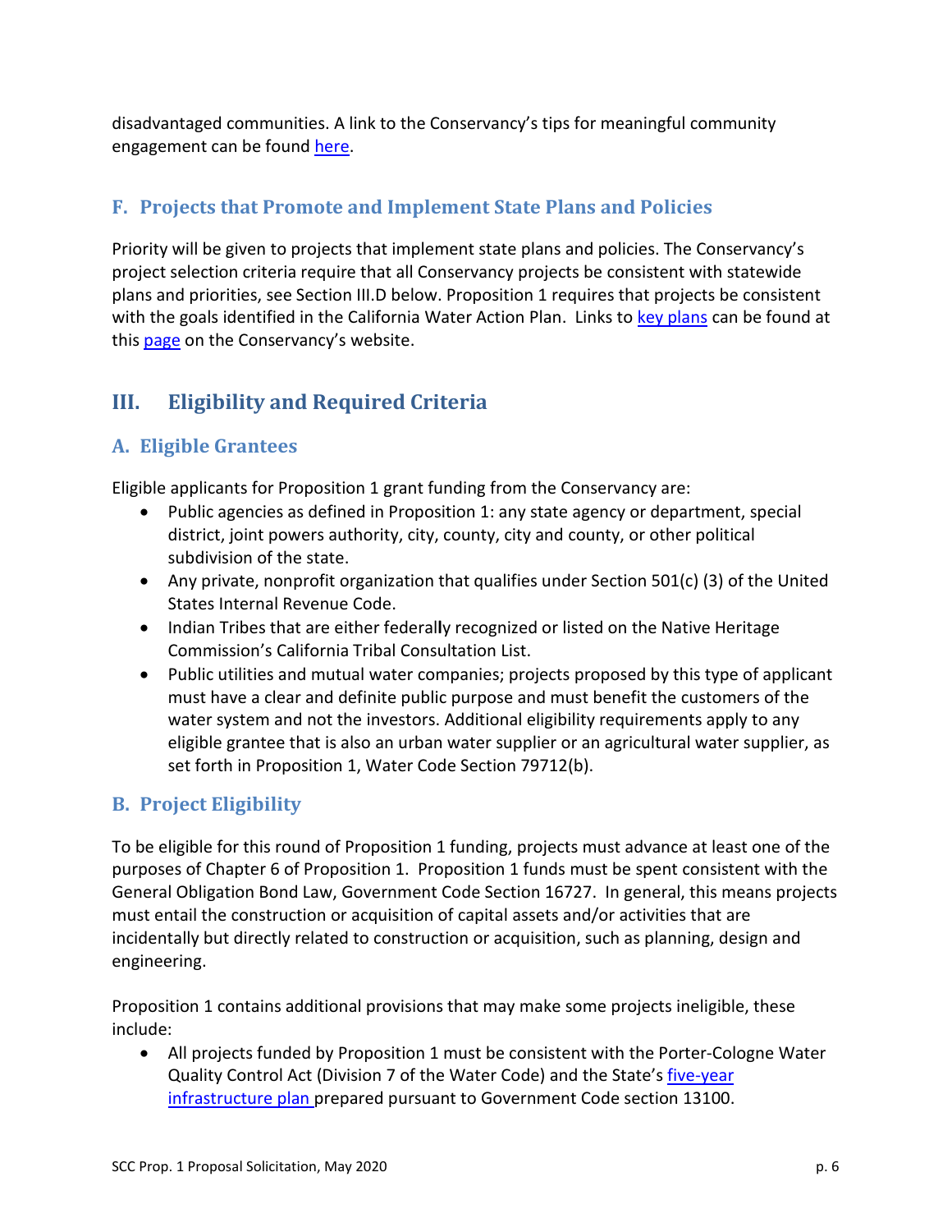disadvantaged communities. A link to the Conservancy's tips for meaningful community engagement can be found here.

### F. Projects that Promote and Implement State Plans and Policies

Priority will be given to projects that implement state plans and policies. The Conservancy's project selection criteria require that all Conservancy projects be consistent with statewide plans and priorities, see Section III.D below. Proposition 1 requires that projects be consistent with the goals identified in the California Water Action Plan. Links to key plans can be found at this page on the Conservancy's website.

## III. Eligibility and Required Criteria

### A. Eligible Grantees

Eligible applicants for Proposition 1 grant funding from the Conservancy are:

- Public agencies as defined in Proposition 1: any state agency or department, special district, joint powers authority, city, county, city and county, or other political subdivision of the state.
- Any private, nonprofit organization that qualifies under Section 501(c) (3) of the United States Internal Revenue Code.
- Indian Tribes that are either federally recognized or listed on the Native Heritage Commission's California Tribal Consultation List.
- Public utilities and mutual water companies; projects proposed by this type of applicant must have a clear and definite public purpose and must benefit the customers of the water system and not the investors. Additional eligibility requirements apply to any eligible grantee that is also an urban water supplier or an agricultural water supplier, as set forth in Proposition 1, Water Code Section 79712(b).

### B. Project Eligibility

To be eligible for this round of Proposition 1 funding, projects must advance at least one of the purposes of Chapter 6 of Proposition 1. Proposition 1 funds must be spent consistent with the General Obligation Bond Law, Government Code Section 16727. In general, this means projects must entail the construction or acquisition of capital assets and/or activities that are incidentally but directly related to construction or acquisition, such as planning, design and engineering.

Proposition 1 contains additional provisions that may make some projects ineligible, these include:

- All projects funded by Proposition 1 must be consistent with the Porter-Cologne Water Quality Control Act (Division 7 of the Water Code) and the State's five-year infrastructure plan prepared pursuant to Government Code section 13100.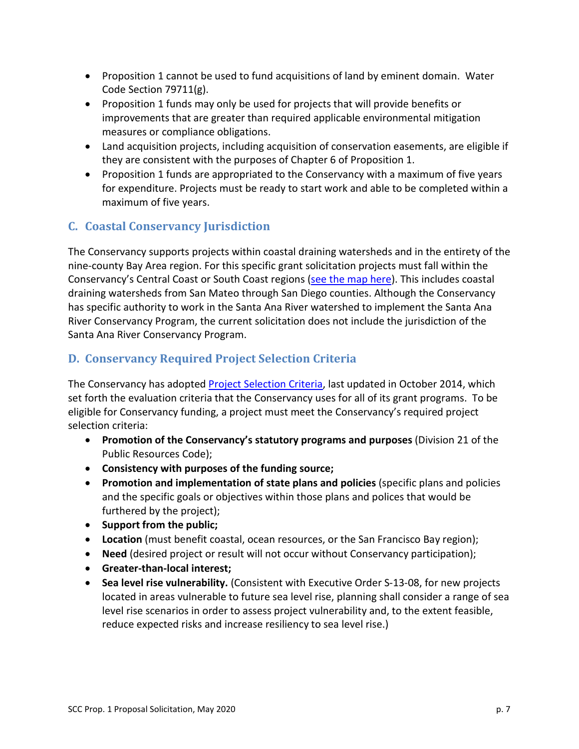- Proposition 1 cannot be used to fund acquisitions of land by eminent domain. Water Code Section 79711(g).
- Proposition 1 funds may only be used for projects that will provide benefits or improvements that are greater than required applicable environmental mitigation measures or compliance obligations.
- Land acquisition projects, including acquisition of conservation easements, are eligible if they are consistent with the purposes of Chapter 6 of Proposition 1.
- Proposition 1 funds are appropriated to the Conservancy with a maximum of five years for expenditure. Projects must be ready to start work and able to be completed within a maximum of five years.

## C. Coastal Conservancy Jurisdiction

The Conservancy supports projects within coastal draining watersheds and in the entirety of the nine-county Bay Area region. For this specific grant solicitation projects must fall within the Conservancy's Central Coast or South Coast regions (see the map here). This includes coastal draining watersheds from San Mateo through San Diego counties. Although the Conservancy has specific authority to work in the Santa Ana River watershed to implement the Santa Ana River Conservancy Program, the current solicitation does not include the jurisdiction of the Santa Ana River Conservancy Program.

## D. Conservancy Required Project Selection Criteria

The Conservancy has adopted Project Selection Criteria, last updated in October 2014, which set forth the evaluation criteria that the Conservancy uses for all of its grant programs. To be eligible for Conservancy funding, a project must meet the Conservancy's required project selection criteria:

- **Promotion of the Conservancy's statutory programs and purposes** (Division 21 of the Public Resources Code);
- **Consistency with purposes of the funding source;**
- **Promotion and implementation of state plans and policies** (specific plans and policies and the specific goals or objectives within those plans and polices that would be furthered by the project);
- **Support from the public;**
- **Location** (must benefit coastal, ocean resources, or the San Francisco Bay region);
- **Need** (desired project or result will not occur without Conservancy participation);
- **Greater-than-local interest;**
- **Sea level rise vulnerability.** (Consistent with Executive Order S-13-08, for new projects located in areas vulnerable to future sea level rise, planning shall consider a range of sea level rise scenarios in order to assess project vulnerability and, to the extent feasible, reduce expected risks and increase resiliency to sea level rise.)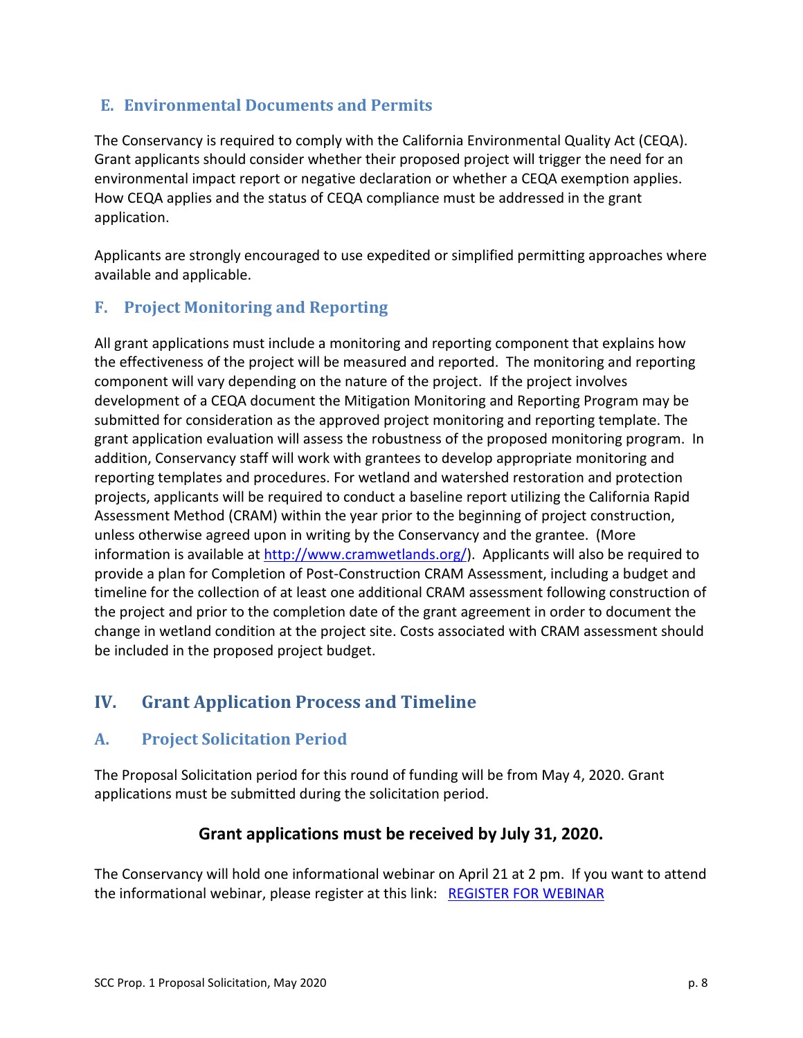## E. Environmental Documents and Permits

The Conservancy is required to comply with the California Environmental Quality Act (CEQA). Grant applicants should consider whether their proposed project will trigger the need for an environmental impact report or negative declaration or whether a CEQA exemption applies. How CEQA applies and the status of CEQA compliance must be addressed in the grant application.

Applicants are strongly encouraged to use expedited or simplified permitting approaches where available and applicable.

## F. Project Monitoring and Reporting

All grant applications must include a monitoring and reporting component that explains how the effectiveness of the project will be measured and reported. The monitoring and reporting component will vary depending on the nature of the project. If the project involves development of a CEQA document the Mitigation Monitoring and Reporting Program may be submitted for consideration as the approved project monitoring and reporting template. The grant application evaluation will assess the robustness of the proposed monitoring program. In addition, Conservancy staff will work with grantees to develop appropriate monitoring and reporting templates and procedures. For wetland and watershed restoration and protection projects, applicants will be required to conduct a baseline report utilizing the California Rapid Assessment Method (CRAM) within the year prior to the beginning of project construction, unless otherwise agreed upon in writing by the Conservancy and the grantee. (More information is available at [http://www.cramwetlands.org/](http://www.cramwetlands.org/)). Applicants will also be required to provide a plan for Completion of Post-Construction CRAM Assessment, including a budget and timeline for the collection of at least one additional CRAM assessment following construction of the project and prior to the completion date of the grant agreement in order to document the change in wetland condition at the project site. Costs associated with CRAM assessment should be included in the proposed project budget.

# IV. Grant Application Process and Timeline

## A. Project Solicitation Period

The Proposal Solicitation period for this round of funding will be from May 4, 2020. Grant applications must be submitted during the solicitation period.

**Grant applications must be received by July 31, 2020.**

The Conservancy will hold one informational webinar on April 21 at 2 pm. If you want to attend the informational webinar, please register at this link: REGISTER FOR WEBINAR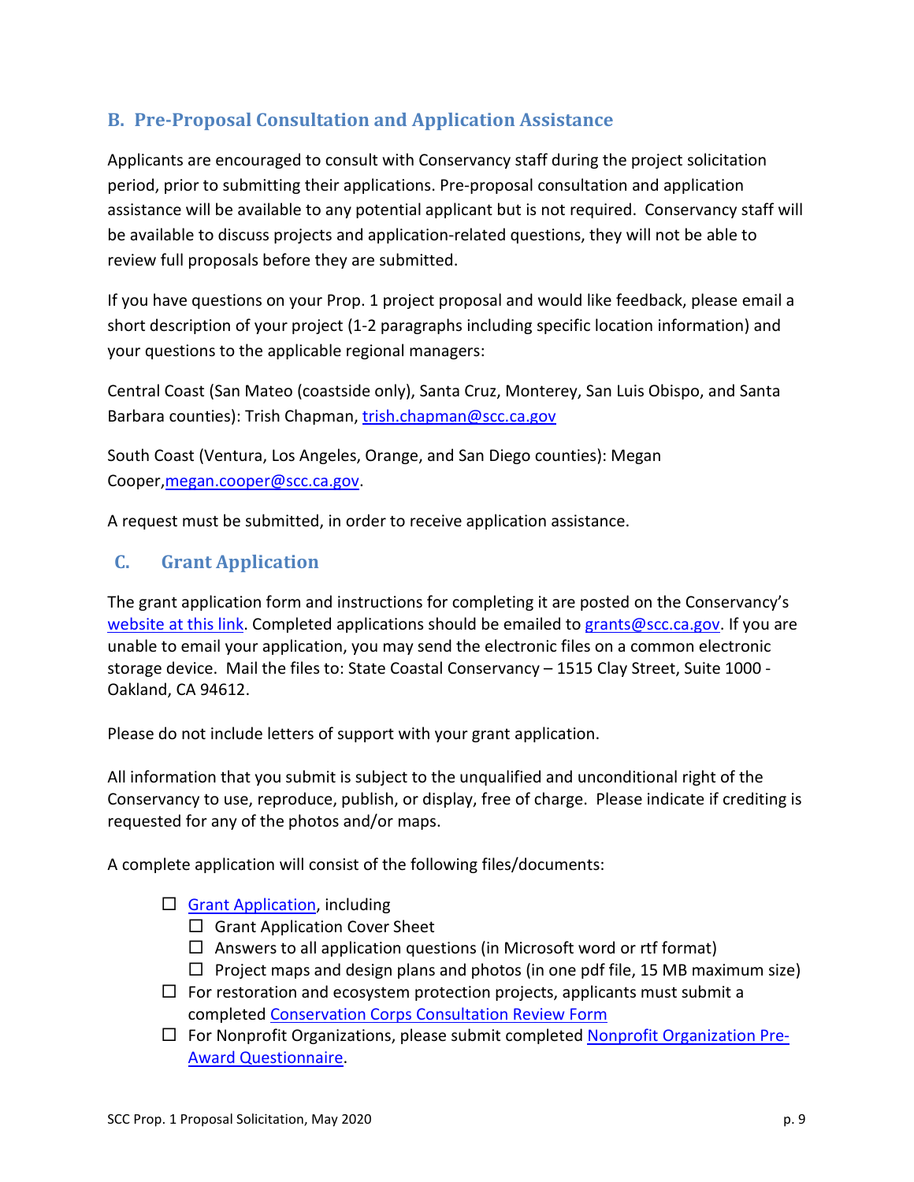## B. Pre-Proposal Consultation and Application Assistance

Applicants are encouraged to consult with Conservancy staff during the project solicitation period, prior to submitting their applications. Pre-proposal consultation and application assistance will be available to any potential applicant but is not required. Conservancy staff will be available to discuss projects and application-related questions, they will not be able to review full proposals before they are submitted.

If you have questions on your Prop. 1 project proposal and would like feedback, please email a short description of your project (1-2 paragraphs including specific location information) and your questions to the applicable regional managers:

Central Coast (San Mateo (coastside only), Santa Cruz, Monterey, San Luis Obispo, and Santa Barbara counties): Trish Chapman, trish.chapman@scc.ca.gov

South Coast (Ventura, Los Angeles, Orange, and San Diego counties): Megan Cooper,megan.cooper@scc.ca.gov.

A request must be submitted, in order to receive application assistance.

## C. Grant Application

The grant application form and instructions for completing it are posted on the Conservancy's website at this link. Completed applications should be emailed to grants@scc.ca.gov. If you are unable to email your application, you may send the electronic files on a common electronic storage device. Mail the files to: State Coastal Conservancy – 1515 Clay Street, Suite 1000 - Oakland, CA 94612.

Please do not include letters of support with your grant application.

All information that you submit is subject to the unqualified and unconditional right of the Conservancy to use, reproduce, publish, or display, free of charge. Please indicate if crediting is requested for any of the photos and/or maps.

A complete application will consist of the following files/documents:

- ☐ Grant Application, including
  - ☐ Grant Application Cover Sheet
  - ☐ Answers to all application questions (in Microsoft word or rtf format)
  - ☐ Project maps and design plans and photos (in one pdf file, 15 MB maximum size)
- ☐ For restoration and ecosystem protection projects, applicants must submit a completed Conservation Corps Consultation Review Form
- ☐ For Nonprofit Organizations, please submit completed Nonprofit Organization Pre-Award Questionnaire.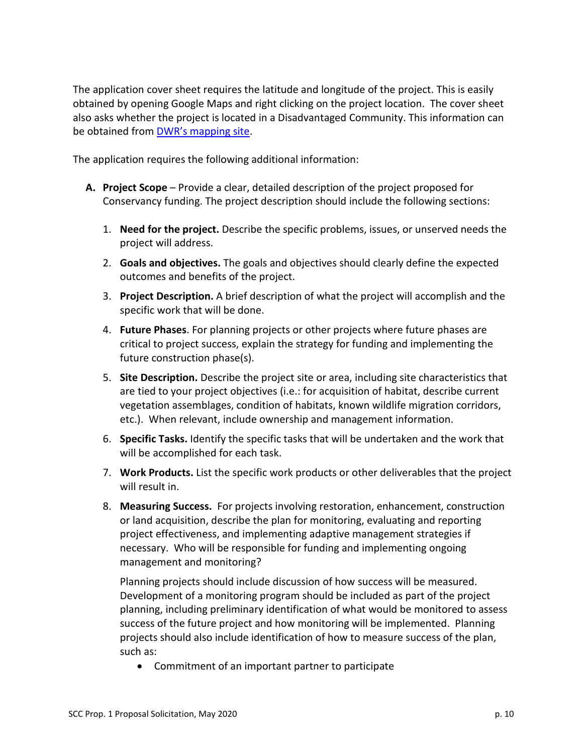The application cover sheet requires the latitude and longitude of the project. This is easily obtained by opening Google Maps and right clicking on the project location. The cover sheet also asks whether the project is located in a Disadvantaged Community. This information can be obtained from DWR's mapping site.

The application requires the following additional information:

**A. Project Scope** – Provide a clear, detailed description of the project proposed for Conservancy funding. The project description should include the following sections:

1. **Need for the project.** Describe the specific problems, issues, or unserved needs the project will address.
2. **Goals and objectives.** The goals and objectives should clearly define the expected outcomes and benefits of the project.
3. **Project Description.** A brief description of what the project will accomplish and the specific work that will be done.
4. **Future Phases**. For planning projects or other projects where future phases are critical to project success, explain the strategy for funding and implementing the future construction phase(s).
5. **Site Description.** Describe the project site or area, including site characteristics that are tied to your project objectives (i.e.: for acquisition of habitat, describe current vegetation assemblages, condition of habitats, known wildlife migration corridors, etc.). When relevant, include ownership and management information.
6. **Specific Tasks.** Identify the specific tasks that will be undertaken and the work that will be accomplished for each task.
7. **Work Products.** List the specific work products or other deliverables that the project will result in.
8. **Measuring Success.** For projects involving restoration, enhancement, construction or land acquisition, describe the plan for monitoring, evaluating and reporting project effectiveness, and implementing adaptive management strategies if necessary. Who will be responsible for funding and implementing ongoing management and monitoring?

   Planning projects should include discussion of how success will be measured. Development of a monitoring program should be included as part of the project planning, including preliminary identification of what would be monitored to assess success of the future project and how monitoring will be implemented. Planning projects should also include identification of how to measure success of the plan, such as:

   - Commitment of an important partner to participate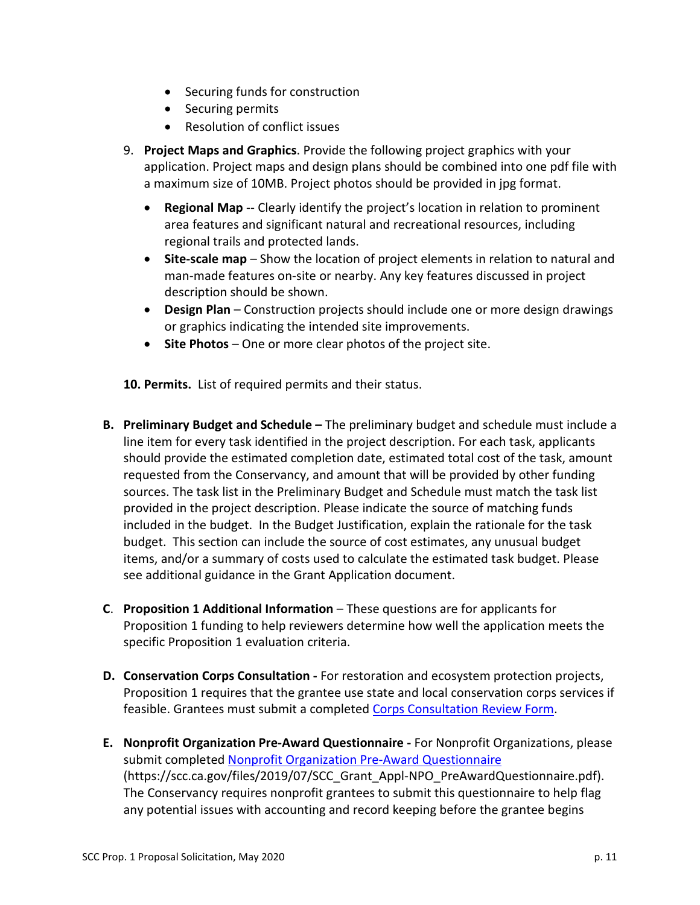- Securing funds for construction
- Securing permits
- Resolution of conflict issues

9. **Project Maps and Graphics**. Provide the following project graphics with your application. Project maps and design plans should be combined into one pdf file with a maximum size of 10MB. Project photos should be provided in jpg format.

    - **Regional Map** -- Clearly identify the project's location in relation to prominent area features and significant natural and recreational resources, including regional trails and protected lands.
    - **Site-scale map** – Show the location of project elements in relation to natural and man-made features on-site or nearby. Any key features discussed in project description should be shown.
    - **Design Plan** – Construction projects should include one or more design drawings or graphics indicating the intended site improvements.
    - **Site Photos** – One or more clear photos of the project site.

**10. Permits.** List of required permits and their status.

**B. Preliminary Budget and Schedule –** The preliminary budget and schedule must include a line item for every task identified in the project description. For each task, applicants should provide the estimated completion date, estimated total cost of the task, amount requested from the Conservancy, and amount that will be provided by other funding sources. The task list in the Preliminary Budget and Schedule must match the task list provided in the project description. Please indicate the source of matching funds included in the budget. In the Budget Justification, explain the rationale for the task budget. This section can include the source of cost estimates, any unusual budget items, and/or a summary of costs used to calculate the estimated task budget. Please see additional guidance in the Grant Application document.

**C**. **Proposition 1 Additional Information** – These questions are for applicants for Proposition 1 funding to help reviewers determine how well the application meets the specific Proposition 1 evaluation criteria.

**D. Conservation Corps Consultation -** For restoration and ecosystem protection projects, Proposition 1 requires that the grantee use state and local conservation corps services if feasible. Grantees must submit a completed [Corps Consultation Review Form](Corps Consultation Review Form).

**E. Nonprofit Organization Pre-Award Questionnaire -** For Nonprofit Organizations, please submit completed [Nonprofit Organization Pre-Award Questionnaire](https://scc.ca.gov/files/2019/07/SCC_Grant_Appl-NPO_PreAwardQuestionnaire.pdf) (https://scc.ca.gov/files/2019/07/SCC_Grant_Appl-NPO_PreAwardQuestionnaire.pdf). The Conservancy requires nonprofit grantees to submit this questionnaire to help flag any potential issues with accounting and record keeping before the grantee begins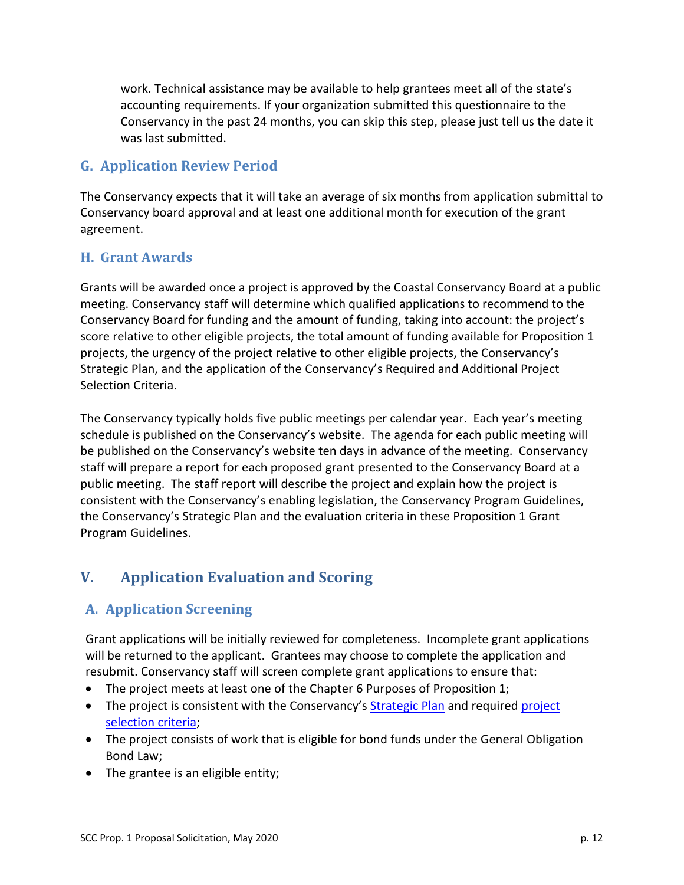work. Technical assistance may be available to help grantees meet all of the state's accounting requirements. If your organization submitted this questionnaire to the Conservancy in the past 24 months, you can skip this step, please just tell us the date it was last submitted.

### G. Application Review Period

The Conservancy expects that it will take an average of six months from application submittal to Conservancy board approval and at least one additional month for execution of the grant agreement.

### H. Grant Awards

Grants will be awarded once a project is approved by the Coastal Conservancy Board at a public meeting. Conservancy staff will determine which qualified applications to recommend to the Conservancy Board for funding and the amount of funding, taking into account: the project's score relative to other eligible projects, the total amount of funding available for Proposition 1 projects, the urgency of the project relative to other eligible projects, the Conservancy's Strategic Plan, and the application of the Conservancy's Required and Additional Project Selection Criteria.

The Conservancy typically holds five public meetings per calendar year. Each year's meeting schedule is published on the Conservancy's website. The agenda for each public meeting will be published on the Conservancy's website ten days in advance of the meeting. Conservancy staff will prepare a report for each proposed grant presented to the Conservancy Board at a public meeting. The staff report will describe the project and explain how the project is consistent with the Conservancy's enabling legislation, the Conservancy Program Guidelines, the Conservancy's Strategic Plan and the evaluation criteria in these Proposition 1 Grant Program Guidelines.

## V. Application Evaluation and Scoring

### A. Application Screening

Grant applications will be initially reviewed for completeness. Incomplete grant applications will be returned to the applicant. Grantees may choose to complete the application and resubmit. Conservancy staff will screen complete grant applications to ensure that:

- The project meets at least one of the Chapter 6 Purposes of Proposition 1;
- The project is consistent with the Conservancy's Strategic Plan and required project selection criteria;
- The project consists of work that is eligible for bond funds under the General Obligation Bond Law;
- The grantee is an eligible entity;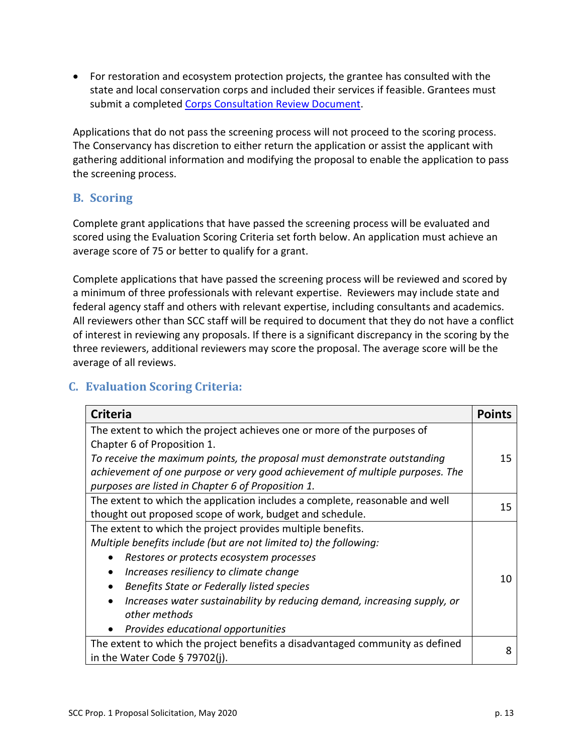- For restoration and ecosystem protection projects, the grantee has consulted with the state and local conservation corps and included their services if feasible. Grantees must submit a completed [Corps Consultation Review Document](#).

Applications that do not pass the screening process will not proceed to the scoring process. The Conservancy has discretion to either return the application or assist the applicant with gathering additional information and modifying the proposal to enable the application to pass the screening process.

## B. Scoring

Complete grant applications that have passed the screening process will be evaluated and scored using the Evaluation Scoring Criteria set forth below. An application must achieve an average score of 75 or better to qualify for a grant.

Complete applications that have passed the screening process will be reviewed and scored by a minimum of three professionals with relevant expertise. Reviewers may include state and federal agency staff and others with relevant expertise, including consultants and academics. All reviewers other than SCC staff will be required to document that they do not have a conflict of interest in reviewing any proposals. If there is a significant discrepancy in the scoring by the three reviewers, additional reviewers may score the proposal. The average score will be the average of all reviews.

## C. Evaluation Scoring Criteria:

| Criteria | Points |
|---|---|
| The extent to which the project achieves one or more of the purposes of Chapter 6 of Proposition 1.<br>*To receive the maximum points, the proposal must demonstrate outstanding achievement of one purpose or very good achievement of multiple purposes. The purposes are listed in Chapter 6 of Proposition 1.* | 15 |
| The extent to which the application includes a complete, reasonable and well thought out proposed scope of work, budget and schedule. | 15 |
| The extent to which the project provides multiple benefits.<br>*Multiple benefits include (but are not limited to) the following:*<br>• *Restores or protects ecosystem processes*<br>• *Increases resiliency to climate change*<br>• *Benefits State or Federally listed species*<br>• *Increases water sustainability by reducing demand, increasing supply, or other methods*<br>• *Provides educational opportunities* | 10 |
| The extent to which the project benefits a disadvantaged community as defined in the Water Code § 79702(j). | 8 |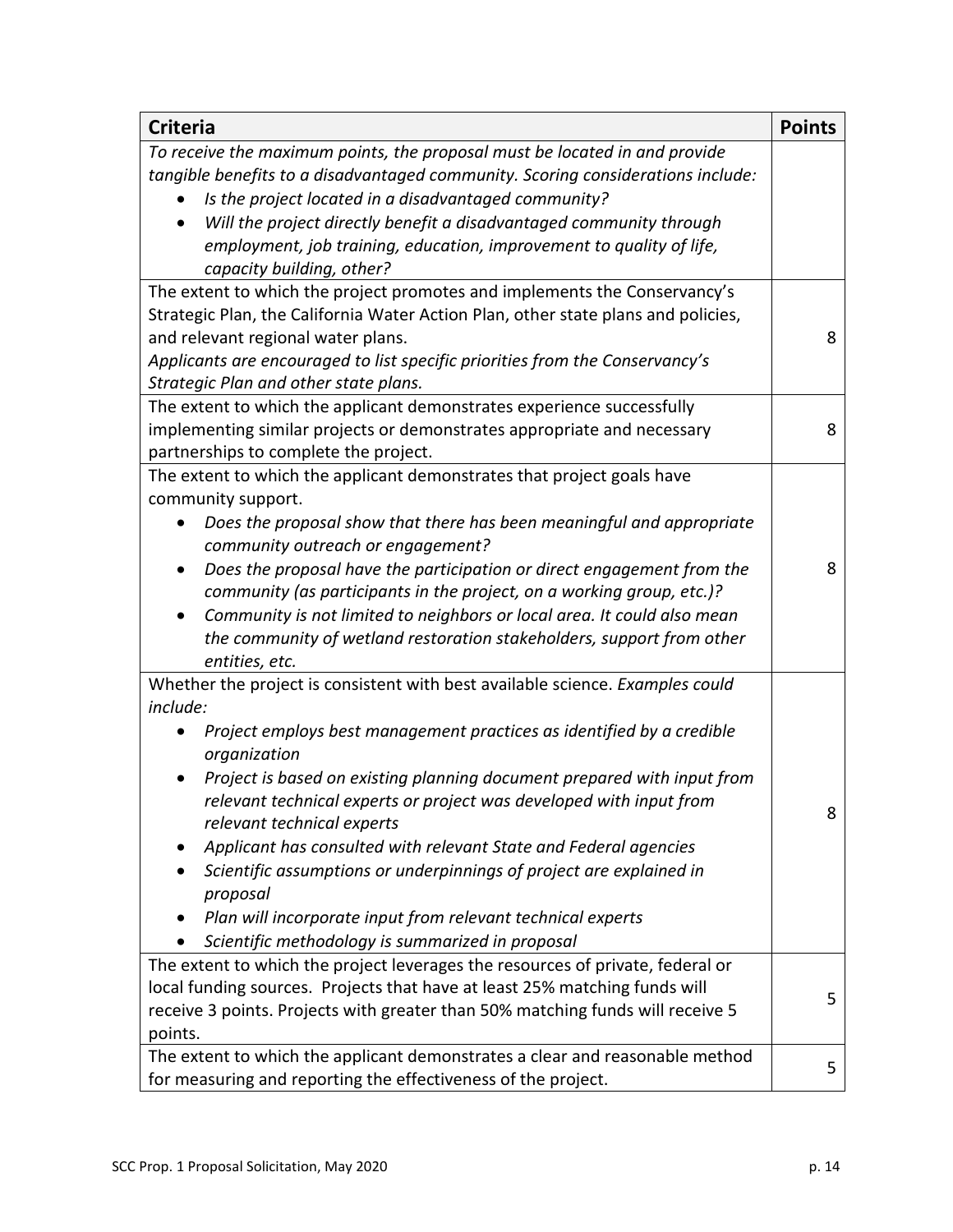| Criteria | Points |
|---|---|
| *To receive the maximum points, the proposal must be located in and provide tangible benefits to a disadvantaged community. Scoring considerations include:*<br>• *Is the project located in a disadvantaged community?*<br>• *Will the project directly benefit a disadvantaged community through employment, job training, education, improvement to quality of life, capacity building, other?* | |
| The extent to which the project promotes and implements the Conservancy's Strategic Plan, the California Water Action Plan, other state plans and policies, and relevant regional water plans.<br>*Applicants are encouraged to list specific priorities from the Conservancy's Strategic Plan and other state plans.* | 8 |
| The extent to which the applicant demonstrates experience successfully implementing similar projects or demonstrates appropriate and necessary partnerships to complete the project. | 8 |
| The extent to which the applicant demonstrates that project goals have community support.<br>• *Does the proposal show that there has been meaningful and appropriate community outreach or engagement?*<br>• *Does the proposal have the participation or direct engagement from the community (as participants in the project, on a working group, etc.)?*<br>• *Community is not limited to neighbors or local area. It could also mean the community of wetland restoration stakeholders, support from other entities, etc.* | 8 |
| Whether the project is consistent with best available science. *Examples could include:*<br>• *Project employs best management practices as identified by a credible organization*<br>• *Project is based on existing planning document prepared with input from relevant technical experts or project was developed with input from relevant technical experts*<br>• *Applicant has consulted with relevant State and Federal agencies*<br>• *Scientific assumptions or underpinnings of project are explained in proposal*<br>• *Plan will incorporate input from relevant technical experts*<br>• *Scientific methodology is summarized in proposal* | 8 |
| The extent to which the project leverages the resources of private, federal or local funding sources. Projects that have at least 25% matching funds will receive 3 points. Projects with greater than 50% matching funds will receive 5 points. | 5 |
| The extent to which the applicant demonstrates a clear and reasonable method for measuring and reporting the effectiveness of the project. | 5 |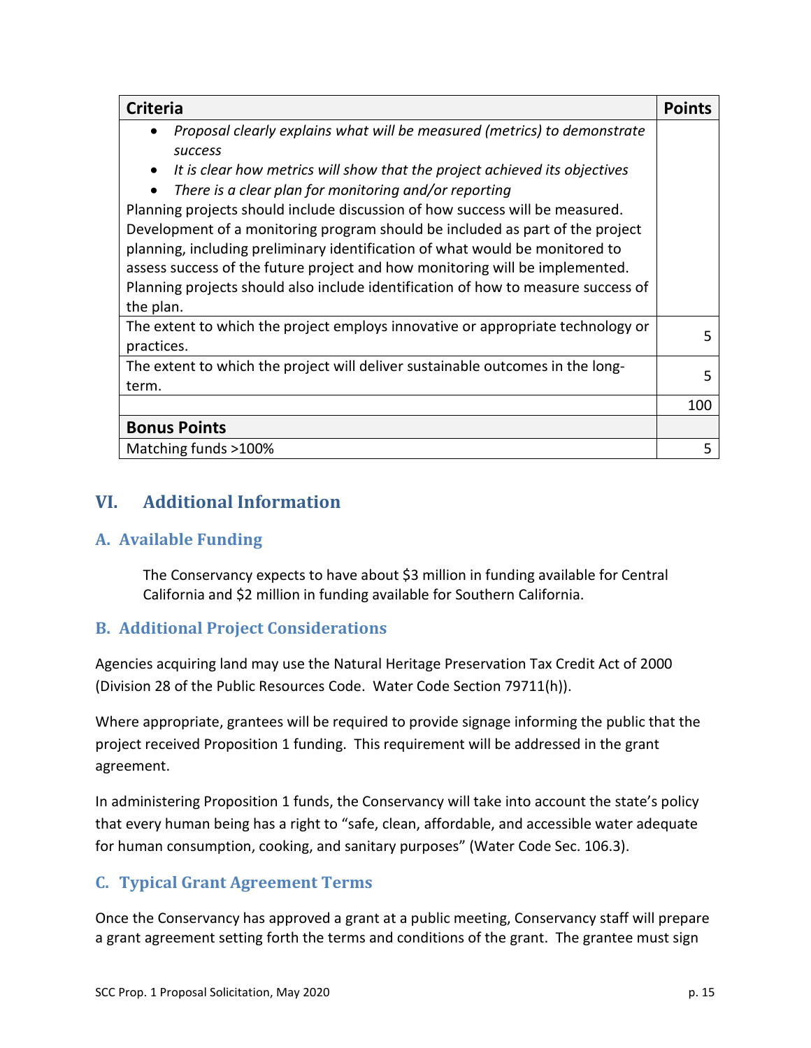| Criteria | Points |
| --- | --- |
| • *Proposal clearly explains what will be measured (metrics) to demonstrate success*<br>• *It is clear how metrics will show that the project achieved its objectives*<br>• *There is a clear plan for monitoring and/or reporting*<br>Planning projects should include discussion of how success will be measured. Development of a monitoring program should be included as part of the project planning, including preliminary identification of what would be monitored to assess success of the future project and how monitoring will be implemented. Planning projects should also include identification of how to measure success of the plan. | |
| The extent to which the project employs innovative or appropriate technology or practices. | 5 |
| The extent to which the project will deliver sustainable outcomes in the long-term. | 5 |
| | 100 |
| **Bonus Points** | |
| Matching funds >100% | 5 |

## VI. Additional Information

### A. Available Funding

The Conservancy expects to have about $3 million in funding available for Central California and $2 million in funding available for Southern California.

### B. Additional Project Considerations

Agencies acquiring land may use the Natural Heritage Preservation Tax Credit Act of 2000 (Division 28 of the Public Resources Code. Water Code Section 79711(h)).

Where appropriate, grantees will be required to provide signage informing the public that the project received Proposition 1 funding. This requirement will be addressed in the grant agreement.

In administering Proposition 1 funds, the Conservancy will take into account the state's policy that every human being has a right to "safe, clean, affordable, and accessible water adequate for human consumption, cooking, and sanitary purposes" (Water Code Sec. 106.3).

### C. Typical Grant Agreement Terms

Once the Conservancy has approved a grant at a public meeting, Conservancy staff will prepare a grant agreement setting forth the terms and conditions of the grant. The grantee must sign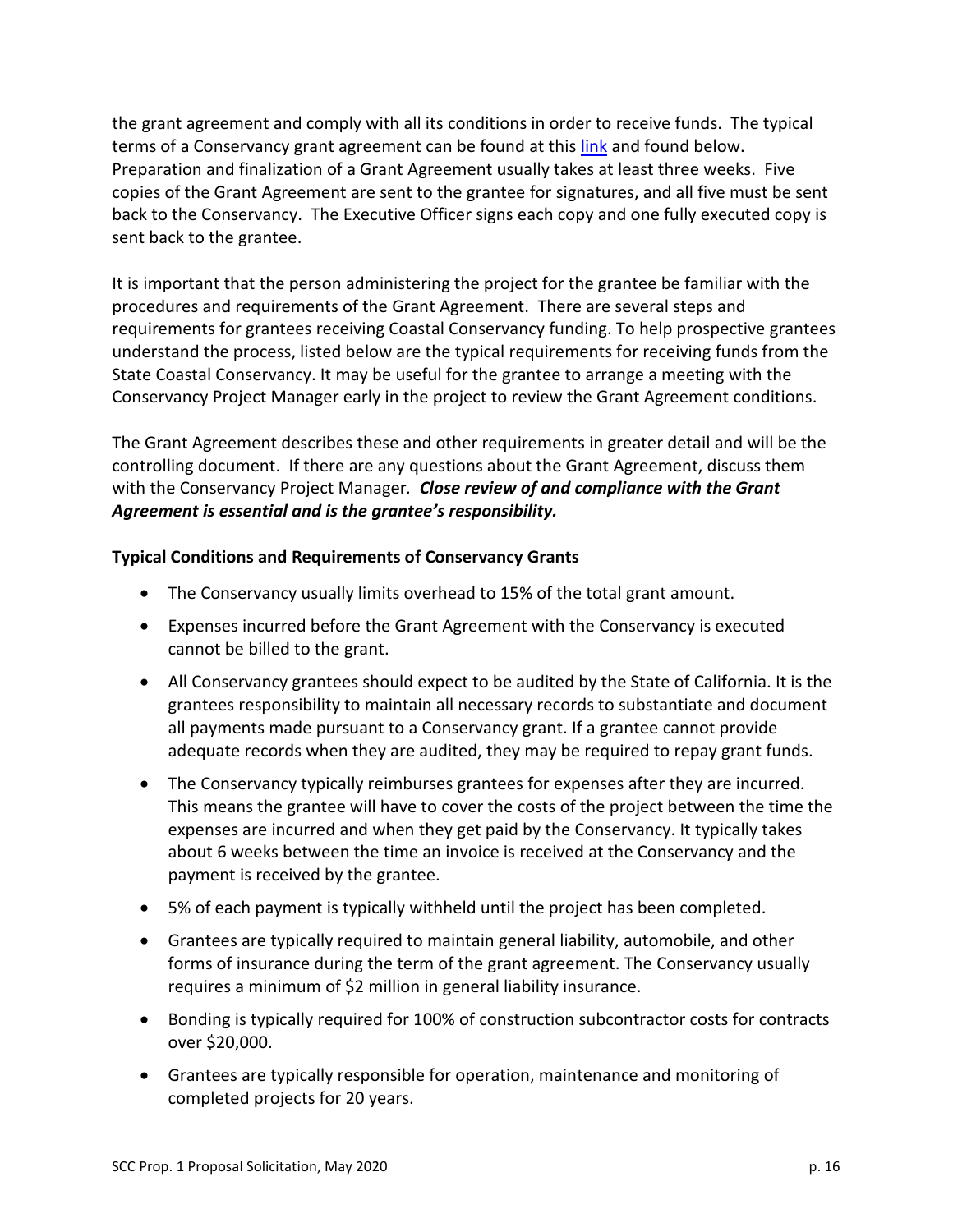the grant agreement and comply with all its conditions in order to receive funds. The typical terms of a Conservancy grant agreement can be found at this link and found below. Preparation and finalization of a Grant Agreement usually takes at least three weeks. Five copies of the Grant Agreement are sent to the grantee for signatures, and all five must be sent back to the Conservancy. The Executive Officer signs each copy and one fully executed copy is sent back to the grantee.

It is important that the person administering the project for the grantee be familiar with the procedures and requirements of the Grant Agreement. There are several steps and requirements for grantees receiving Coastal Conservancy funding. To help prospective grantees understand the process, listed below are the typical requirements for receiving funds from the State Coastal Conservancy. It may be useful for the grantee to arrange a meeting with the Conservancy Project Manager early in the project to review the Grant Agreement conditions.

The Grant Agreement describes these and other requirements in greater detail and will be the controlling document. If there are any questions about the Grant Agreement, discuss them with the Conservancy Project Manager. ***Close review of and compliance with the Grant Agreement is essential and is the grantee's responsibility.***

**Typical Conditions and Requirements of Conservancy Grants**

- The Conservancy usually limits overhead to 15% of the total grant amount.
- Expenses incurred before the Grant Agreement with the Conservancy is executed cannot be billed to the grant.
- All Conservancy grantees should expect to be audited by the State of California. It is the grantees responsibility to maintain all necessary records to substantiate and document all payments made pursuant to a Conservancy grant. If a grantee cannot provide adequate records when they are audited, they may be required to repay grant funds.
- The Conservancy typically reimburses grantees for expenses after they are incurred. This means the grantee will have to cover the costs of the project between the time the expenses are incurred and when they get paid by the Conservancy. It typically takes about 6 weeks between the time an invoice is received at the Conservancy and the payment is received by the grantee.
- 5% of each payment is typically withheld until the project has been completed.
- Grantees are typically required to maintain general liability, automobile, and other forms of insurance during the term of the grant agreement. The Conservancy usually requires a minimum of $2 million in general liability insurance.
- Bonding is typically required for 100% of construction subcontractor costs for contracts over $20,000.
- Grantees are typically responsible for operation, maintenance and monitoring of completed projects for 20 years.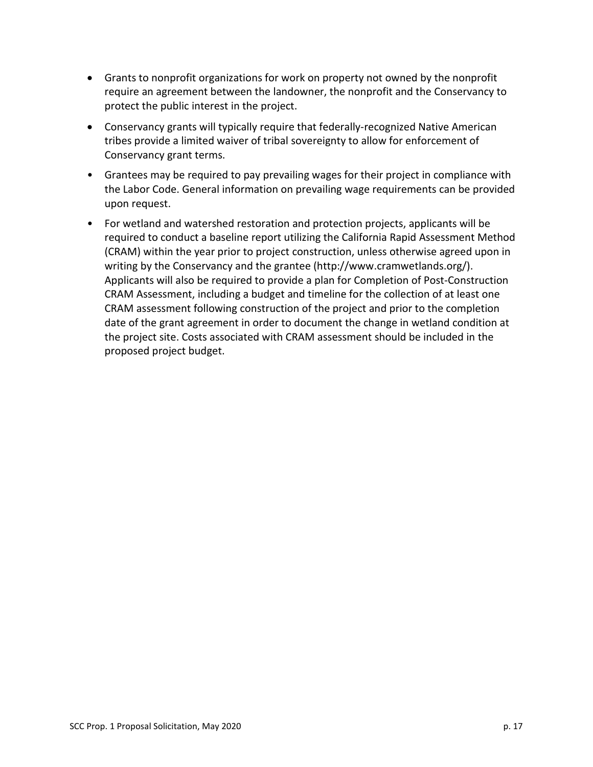- Grants to nonprofit organizations for work on property not owned by the nonprofit require an agreement between the landowner, the nonprofit and the Conservancy to protect the public interest in the project.
- Conservancy grants will typically require that federally-recognized Native American tribes provide a limited waiver of tribal sovereignty to allow for enforcement of Conservancy grant terms.
- Grantees may be required to pay prevailing wages for their project in compliance with the Labor Code. General information on prevailing wage requirements can be provided upon request.
- For wetland and watershed restoration and protection projects, applicants will be required to conduct a baseline report utilizing the California Rapid Assessment Method (CRAM) within the year prior to project construction, unless otherwise agreed upon in writing by the Conservancy and the grantee (http://www.cramwetlands.org/). Applicants will also be required to provide a plan for Completion of Post-Construction CRAM Assessment, including a budget and timeline for the collection of at least one CRAM assessment following construction of the project and prior to the completion date of the grant agreement in order to document the change in wetland condition at the project site. Costs associated with CRAM assessment should be included in the proposed project budget.